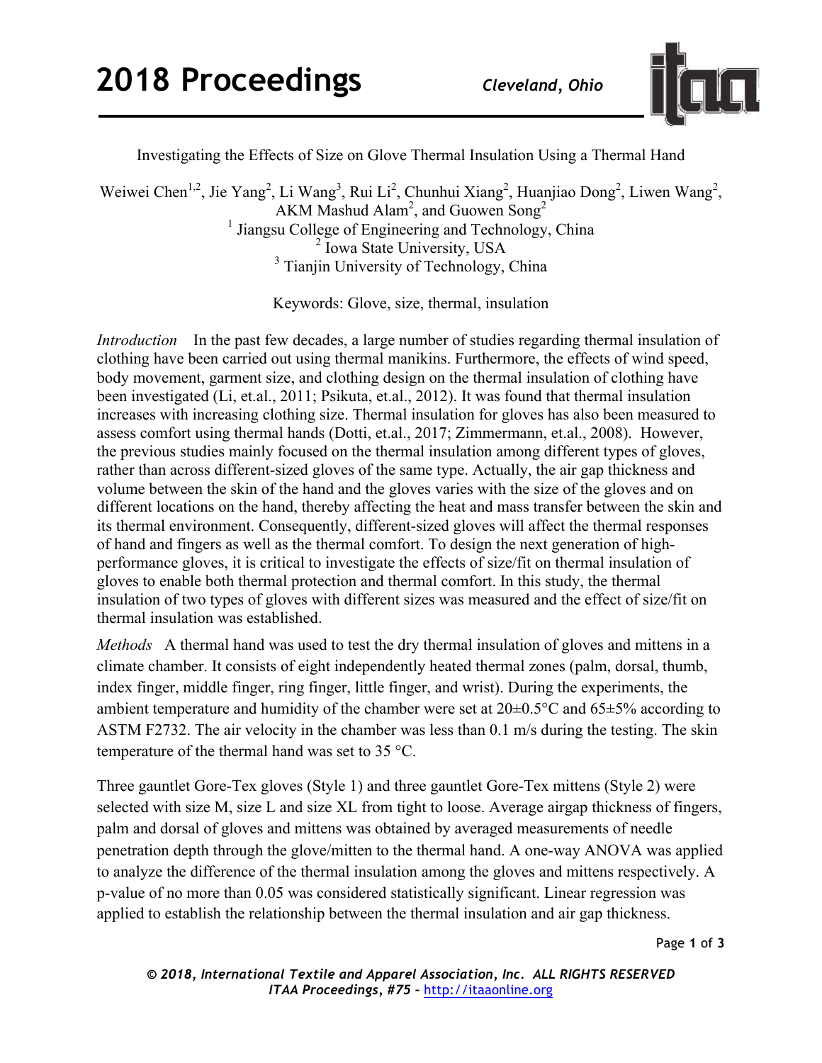# Investigating the Effects of Size on Glove Thermal Insulation Using a Thermal Hand

Weiwei Chen[1,2], Jie Yang[2], Li Wang[3], Rui Li[2], Chunhui Xiang[2], Huanjiao Dong[2], Liwen Wang[2], AKM Mashud Alam[2], and Guowen Song[2]

[1] Jiangsu College of Engineering and Technology, China
[2] Iowa State University, USA
[3] Tianjin University of Technology, China

Keywords: Glove, size, thermal, insulation

*Introduction* In the past few decades, a large number of studies regarding thermal insulation of clothing have been carried out using thermal manikins. Furthermore, the effects of wind speed, body movement, garment size, and clothing design on the thermal insulation of clothing have been investigated (Li, et.al., 2011; Psikuta, et.al., 2012). It was found that thermal insulation increases with increasing clothing size. Thermal insulation for gloves has also been measured to assess comfort using thermal hands (Dotti, et.al., 2017; Zimmermann, et.al., 2008). However, the previous studies mainly focused on the thermal insulation among different types of gloves, rather than across different-sized gloves of the same type. Actually, the air gap thickness and volume between the skin of the hand and the gloves varies with the size of the gloves and on different locations on the hand, thereby affecting the heat and mass transfer between the skin and its thermal environment. Consequently, different-sized gloves will affect the thermal responses of hand and fingers as well as the thermal comfort. To design the next generation of high-performance gloves, it is critical to investigate the effects of size/fit on thermal insulation of gloves to enable both thermal protection and thermal comfort. In this study, the thermal insulation of two types of gloves with different sizes was measured and the effect of size/fit on thermal insulation was established.

*Methods* A thermal hand was used to test the dry thermal insulation of gloves and mittens in a climate chamber. It consists of eight independently heated thermal zones (palm, dorsal, thumb, index finger, middle finger, ring finger, little finger, and wrist). During the experiments, the ambient temperature and humidity of the chamber were set at 20±0.5°C and 65±5% according to ASTM F2732. The air velocity in the chamber was less than 0.1 m/s during the testing. The skin temperature of the thermal hand was set to 35 °C.

Three gauntlet Gore-Tex gloves (Style 1) and three gauntlet Gore-Tex mittens (Style 2) were selected with size M, size L and size XL from tight to loose. Average airgap thickness of fingers, palm and dorsal of gloves and mittens was obtained by averaged measurements of needle penetration depth through the glove/mitten to the thermal hand. A one-way ANOVA was applied to analyze the difference of the thermal insulation among the gloves and mittens respectively. A p-value of no more than 0.05 was considered statistically significant. Linear regression was applied to establish the relationship between the thermal insulation and air gap thickness.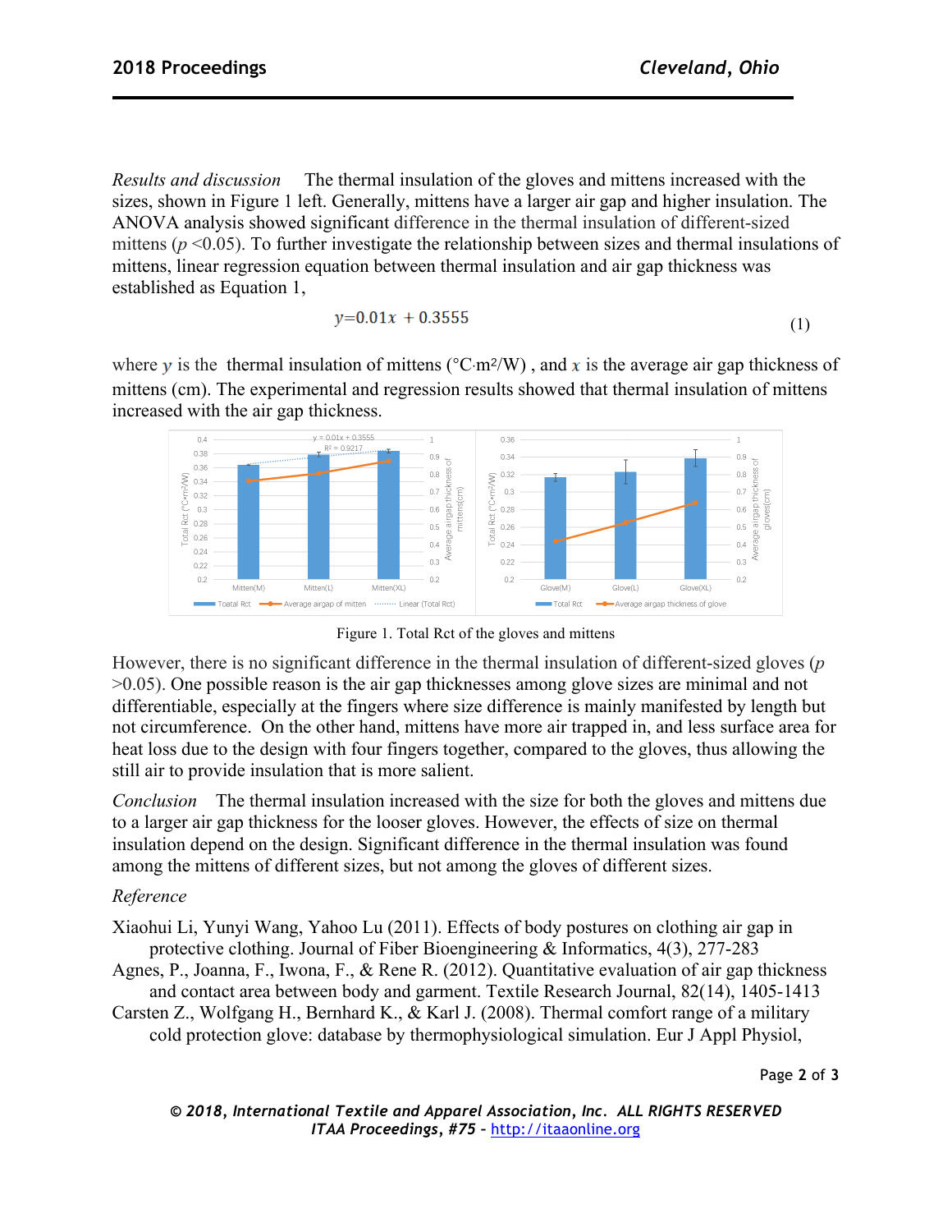*Results and discussion* The thermal insulation of the gloves and mittens increased with the sizes, shown in Figure 1 left. Generally, mittens have a larger air gap and higher insulation. The ANOVA analysis showed significant difference in the thermal insulation of different-sized mittens ($p$ <0.05). To further investigate the relationship between sizes and thermal insulations of mittens, linear regression equation between thermal insulation and air gap thickness was established as Equation 1,

$$y=0.01x + 0.3555 \tag{1}$$

where $y$ is the thermal insulation of mittens (°C·m²/W) , and $x$ is the average air gap thickness of mittens (cm). The experimental and regression results showed that thermal insulation of mittens increased with the air gap thickness.

Figure 1. Total Rct of the gloves and mittens

However, there is no significant difference in the thermal insulation of different-sized gloves ($p$ >0.05). One possible reason is the air gap thicknesses among glove sizes are minimal and not differentiable, especially at the fingers where size difference is mainly manifested by length but not circumference. On the other hand, mittens have more air trapped in, and less surface area for heat loss due to the design with four fingers together, compared to the gloves, thus allowing the still air to provide insulation that is more salient.

*Conclusion* The thermal insulation increased with the size for both the gloves and mittens due to a larger air gap thickness for the looser gloves. However, the effects of size on thermal insulation depend on the design. Significant difference in the thermal insulation was found among the mittens of different sizes, but not among the gloves of different sizes.

*Reference*

Xiaohui Li, Yunyi Wang, Yahoo Lu (2011). Effects of body postures on clothing air gap in protective clothing. Journal of Fiber Bioengineering & Informatics, 4(3), 277-283

Agnes, P., Joanna, F., Iwona, F., & Rene R. (2012). Quantitative evaluation of air gap thickness and contact area between body and garment. Textile Research Journal, 82(14), 1405-1413

Carsten Z., Wolfgang H., Bernhard K., & Karl J. (2008). Thermal comfort range of a military cold protection glove: database by thermophysiological simulation. Eur J Appl Physiol,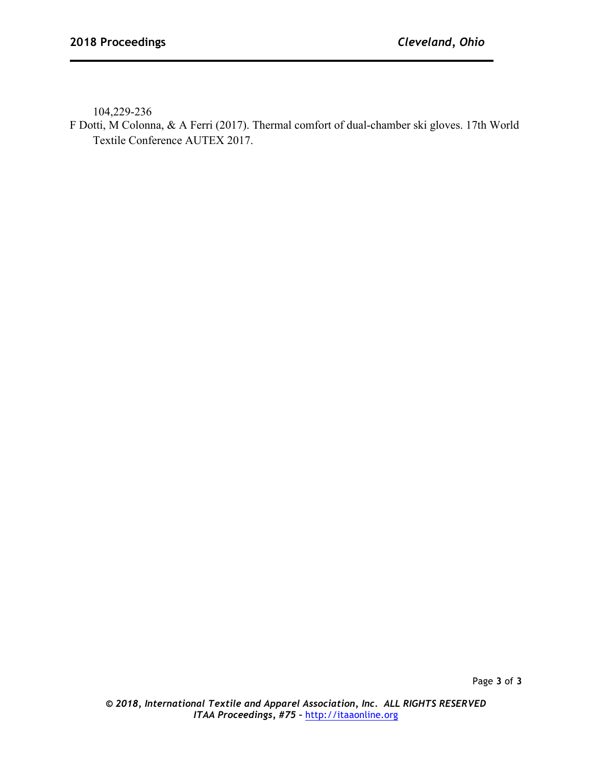104,229-236

F Dotti, M Colonna, & A Ferri (2017). Thermal comfort of dual-chamber ski gloves. 17th World Textile Conference AUTEX 2017.